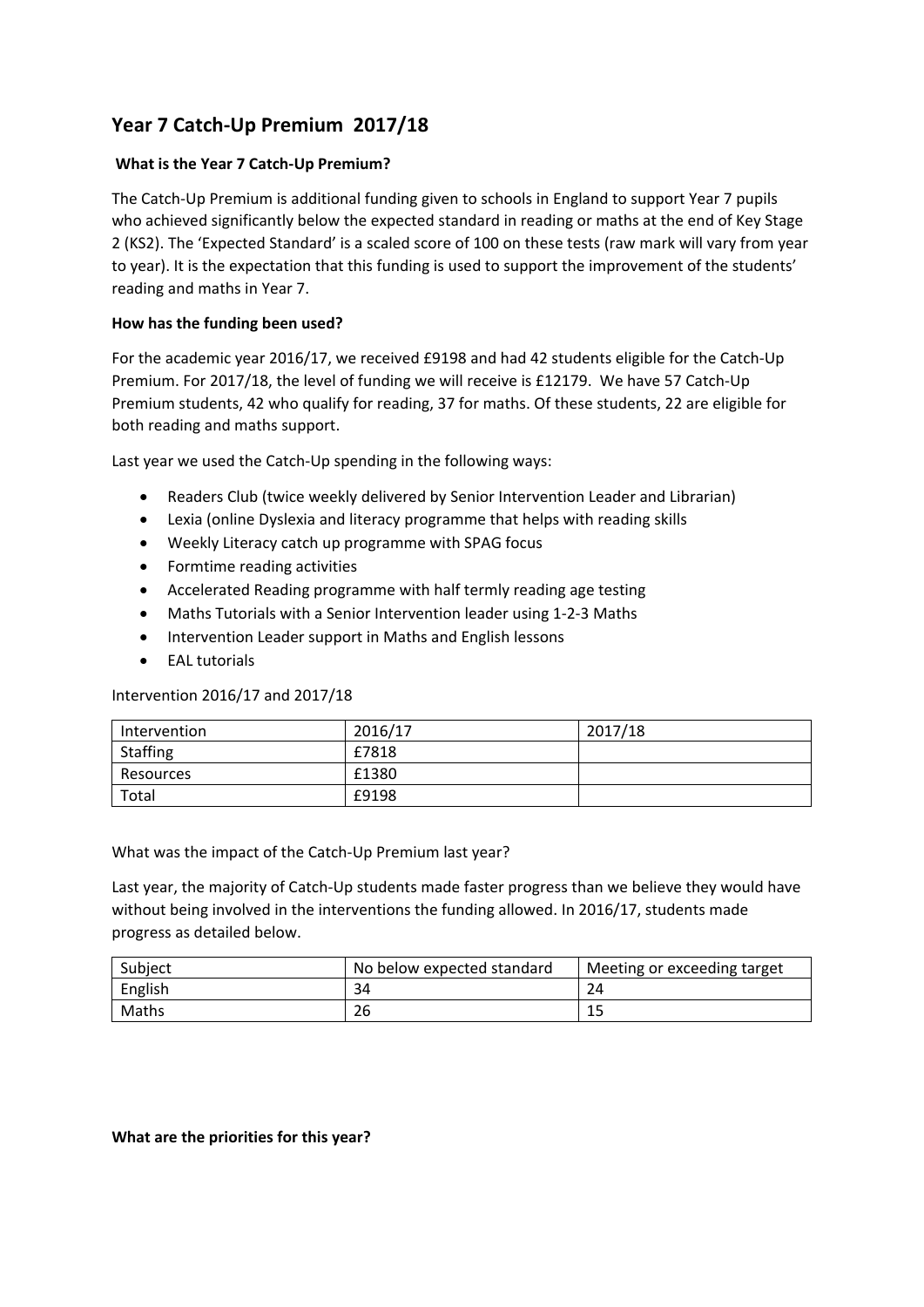# Year 7 Catch-Up Premium 2017/18

**What is the Year 7 Catch-Up Premium?**

The Catch-Up Premium is additional funding given to schools in England to support Year 7 pupils who achieved significantly below the expected standard in reading or maths at the end of Key Stage 2 (KS2). The 'Expected Standard' is a scaled score of 100 on these tests (raw mark will vary from year to year). It is the expectation that this funding is used to support the improvement of the students' reading and maths in Year 7.

**How has the funding been used?**

For the academic year 2016/17, we received £9198 and had 42 students eligible for the Catch-Up Premium. For 2017/18, the level of funding we will receive is £12179. We have 57 Catch-Up Premium students, 42 who qualify for reading, 37 for maths. Of these students, 22 are eligible for both reading and maths support.

Last year we used the Catch-Up spending in the following ways:

- Readers Club (twice weekly delivered by Senior Intervention Leader and Librarian)
- Lexia (online Dyslexia and literacy programme that helps with reading skills
- Weekly Literacy catch up programme with SPAG focus
- Formtime reading activities
- Accelerated Reading programme with half termly reading age testing
- Maths Tutorials with a Senior Intervention leader using 1-2-3 Maths
- Intervention Leader support in Maths and English lessons
- EAL tutorials

Intervention 2016/17 and 2017/18

| Intervention | 2016/17 | 2017/18 |
|---|---|---|
| Staffing | £7818 | |
| Resources | £1380 | |
| Total | £9198 | |

What was the impact of the Catch-Up Premium last year?

Last year, the majority of Catch-Up students made faster progress than we believe they would have without being involved in the interventions the funding allowed. In 2016/17, students made progress as detailed below.

| Subject | No below expected standard | Meeting or exceeding target |
|---|---|---|
| English | 34 | 24 |
| Maths | 26 | 15 |

**What are the priorities for this year?**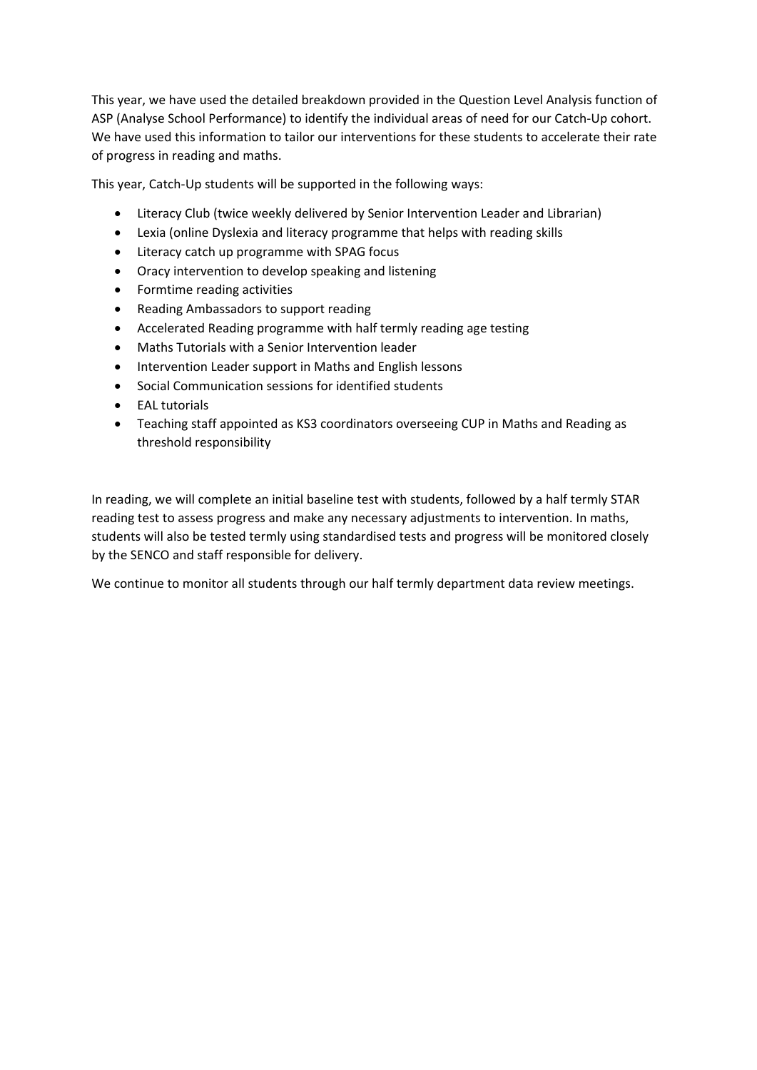This year, we have used the detailed breakdown provided in the Question Level Analysis function of ASP (Analyse School Performance) to identify the individual areas of need for our Catch-Up cohort. We have used this information to tailor our interventions for these students to accelerate their rate of progress in reading and maths.

This year, Catch-Up students will be supported in the following ways:

- Literacy Club (twice weekly delivered by Senior Intervention Leader and Librarian)
- Lexia (online Dyslexia and literacy programme that helps with reading skills
- Literacy catch up programme with SPAG focus
- Oracy intervention to develop speaking and listening
- Formtime reading activities
- Reading Ambassadors to support reading
- Accelerated Reading programme with half termly reading age testing
- Maths Tutorials with a Senior Intervention leader
- Intervention Leader support in Maths and English lessons
- Social Communication sessions for identified students
- EAL tutorials
- Teaching staff appointed as KS3 coordinators overseeing CUP in Maths and Reading as threshold responsibility

In reading, we will complete an initial baseline test with students, followed by a half termly STAR reading test to assess progress and make any necessary adjustments to intervention. In maths, students will also be tested termly using standardised tests and progress will be monitored closely by the SENCO and staff responsible for delivery.

We continue to monitor all students through our half termly department data review meetings.